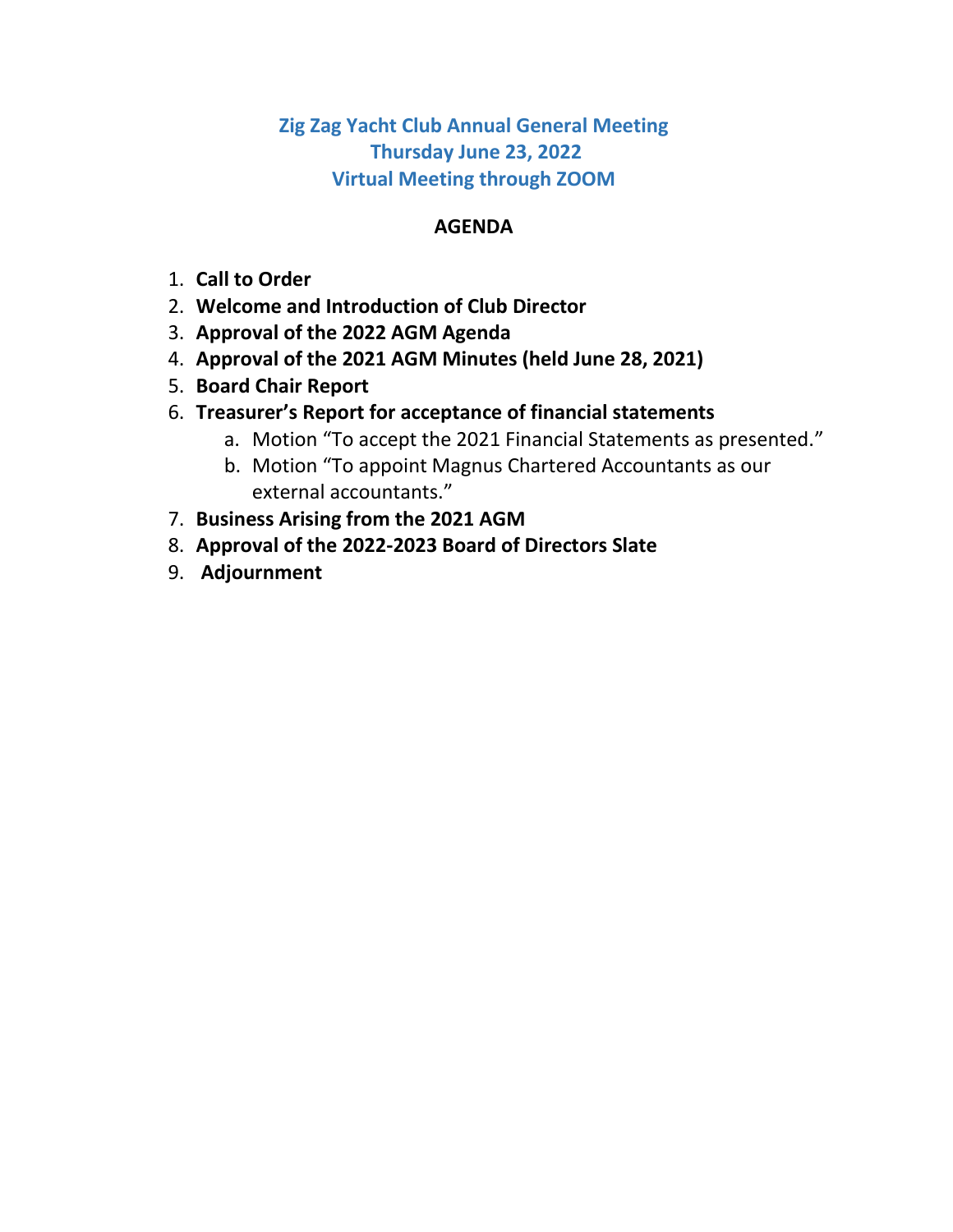# Zig Zag Yacht Club Annual General Meeting
## Thursday June 23, 2022
## Virtual Meeting through ZOOM

### AGENDA

1. **Call to Order**
2. **Welcome and Introduction of Club Director**
3. **Approval of the 2022 AGM Agenda**
4. **Approval of the 2021 AGM Minutes (held June 28, 2021)**
5. **Board Chair Report**
6. **Treasurer's Report for acceptance of financial statements**
   a. Motion "To accept the 2021 Financial Statements as presented."
   b. Motion "To appoint Magnus Chartered Accountants as our external accountants."
7. **Business Arising from the 2021 AGM**
8. **Approval of the 2022-2023 Board of Directors Slate**
9. **Adjournment**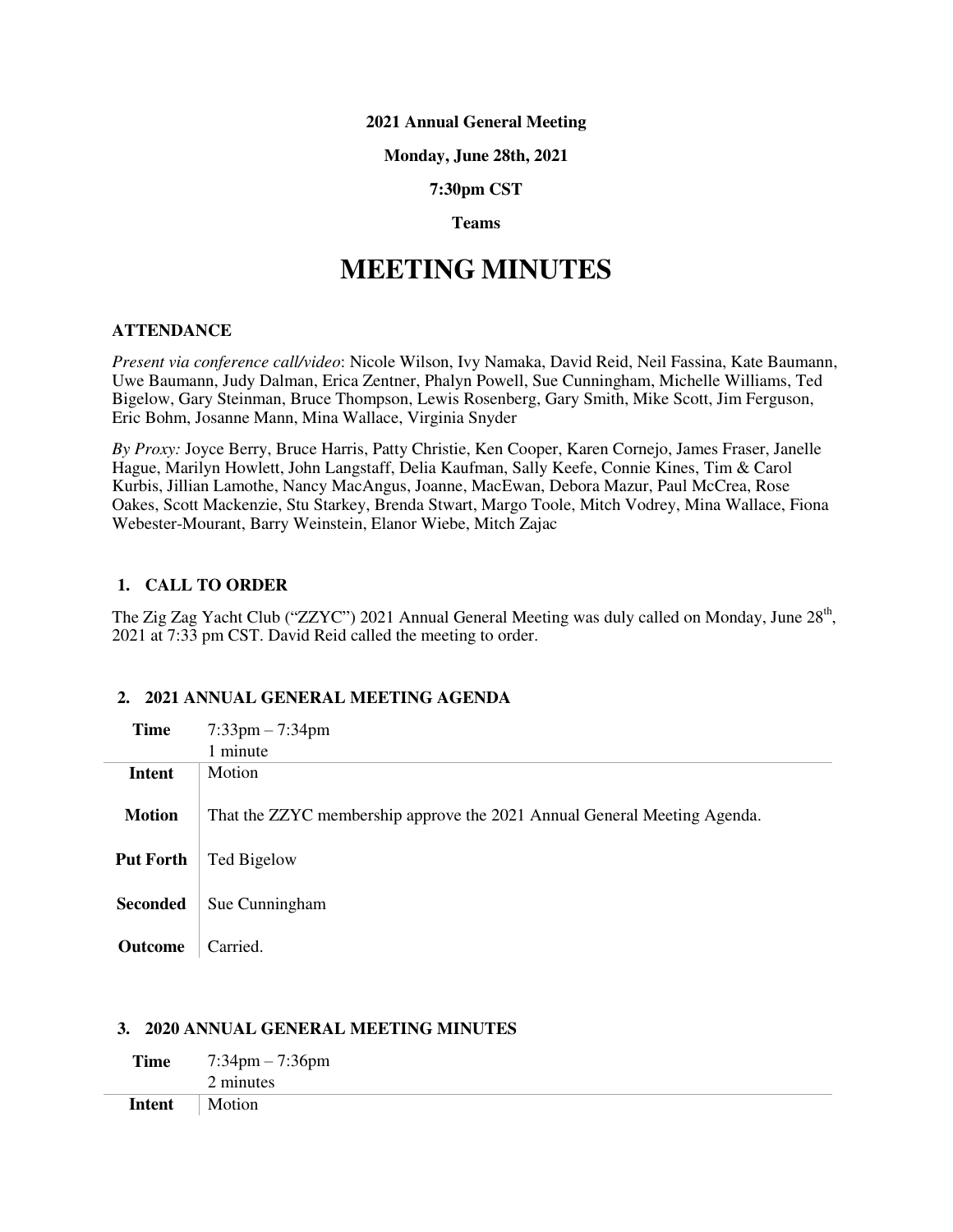**2021 Annual General Meeting**

**Monday, June 28th, 2021**

**7:30pm CST**

**Teams**

# MEETING MINUTES

### ATTENDANCE

*Present via conference call/video*: Nicole Wilson, Ivy Namaka, David Reid, Neil Fassina, Kate Baumann, Uwe Baumann, Judy Dalman, Erica Zentner, Phalyn Powell, Sue Cunningham, Michelle Williams, Ted Bigelow, Gary Steinman, Bruce Thompson, Lewis Rosenberg, Gary Smith, Mike Scott, Jim Ferguson, Eric Bohm, Josanne Mann, Mina Wallace, Virginia Snyder

*By Proxy:* Joyce Berry, Bruce Harris, Patty Christie, Ken Cooper, Karen Cornejo, James Fraser, Janelle Hague, Marilyn Howlett, John Langstaff, Delia Kaufman, Sally Keefe, Connie Kines, Tim & Carol Kurbis, Jillian Lamothe, Nancy MacAngus, Joanne, MacEwan, Debora Mazur, Paul McCrea, Rose Oakes, Scott Mackenzie, Stu Starkey, Brenda Stwart, Margo Toole, Mitch Vodrey, Mina Wallace, Fiona Webester-Mourant, Barry Weinstein, Elanor Wiebe, Mitch Zajac

### 1. CALL TO ORDER

The Zig Zag Yacht Club ("ZZYC") 2021 Annual General Meeting was duly called on Monday, June 28th, 2021 at 7:33 pm CST. David Reid called the meeting to order.

### 2. 2021 ANNUAL GENERAL MEETING AGENDA

| | |
|---|---|
| **Time** | 7:33pm – 7:34pm<br>1 minute |
| **Intent** | Motion |
| **Motion** | That the ZZYC membership approve the 2021 Annual General Meeting Agenda. |
| **Put Forth** | Ted Bigelow |
| **Seconded** | Sue Cunningham |
| **Outcome** | Carried. |

### 3. 2020 ANNUAL GENERAL MEETING MINUTES

| | |
|---|---|
| **Time** | 7:34pm – 7:36pm<br>2 minutes |
| **Intent** | Motion |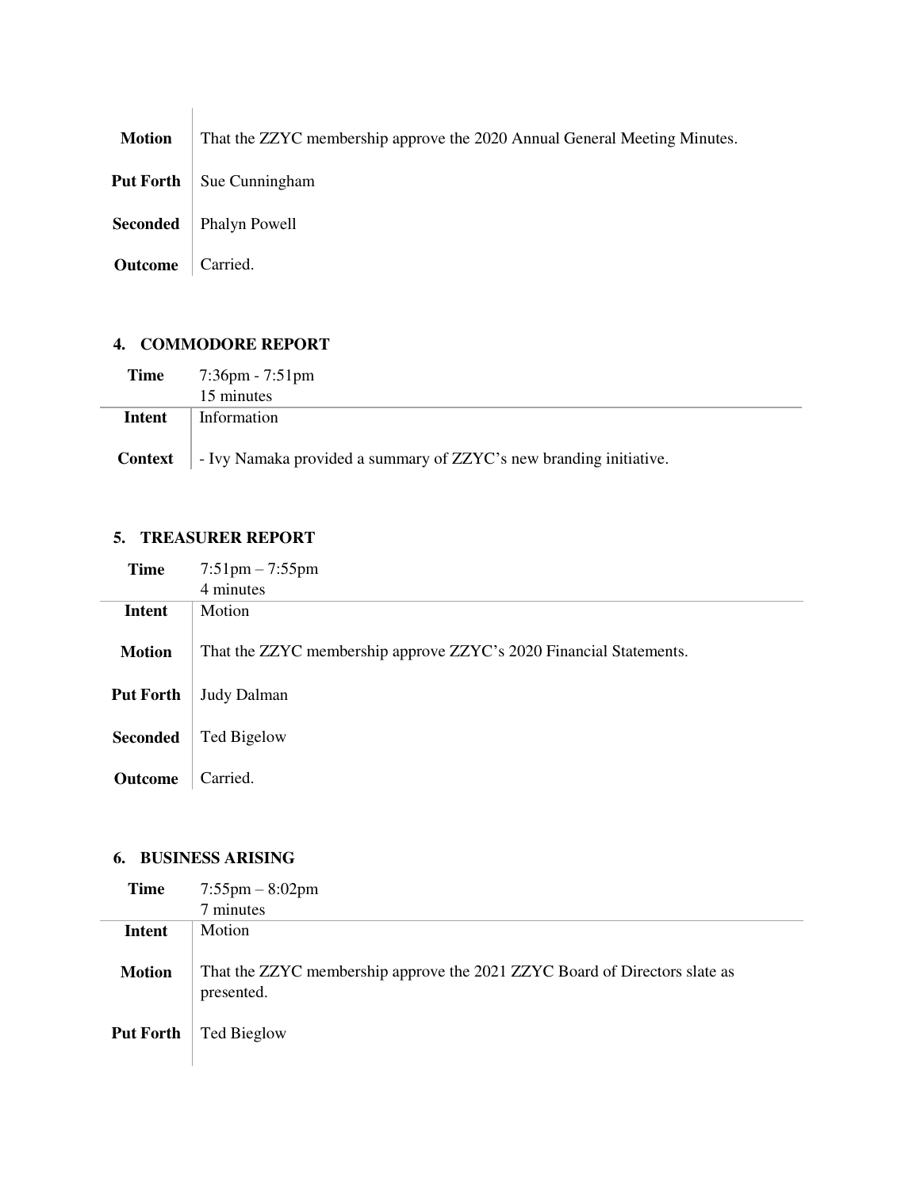| | |
|---|---|
| **Motion** | That the ZZYC membership approve the 2020 Annual General Meeting Minutes. |
| **Put Forth** | Sue Cunningham |
| **Seconded** | Phalyn Powell |
| **Outcome** | Carried. |

## 4. COMMODORE REPORT

| | |
|---|---|
| **Time** | 7:36pm - 7:51pm<br>15 minutes |
| **Intent** | Information |
| **Context** | - Ivy Namaka provided a summary of ZZYC's new branding initiative. |

## 5. TREASURER REPORT

| | |
|---|---|
| **Time** | 7:51pm – 7:55pm<br>4 minutes |
| **Intent** | Motion |
| **Motion** | That the ZZYC membership approve ZZYC's 2020 Financial Statements. |
| **Put Forth** | Judy Dalman |
| **Seconded** | Ted Bigelow |
| **Outcome** | Carried. |

## 6. BUSINESS ARISING

| | |
|---|---|
| **Time** | 7:55pm – 8:02pm<br>7 minutes |
| **Intent** | Motion |
| **Motion** | That the ZZYC membership approve the 2021 ZZYC Board of Directors slate as presented. |
| **Put Forth** | Ted Bieglow |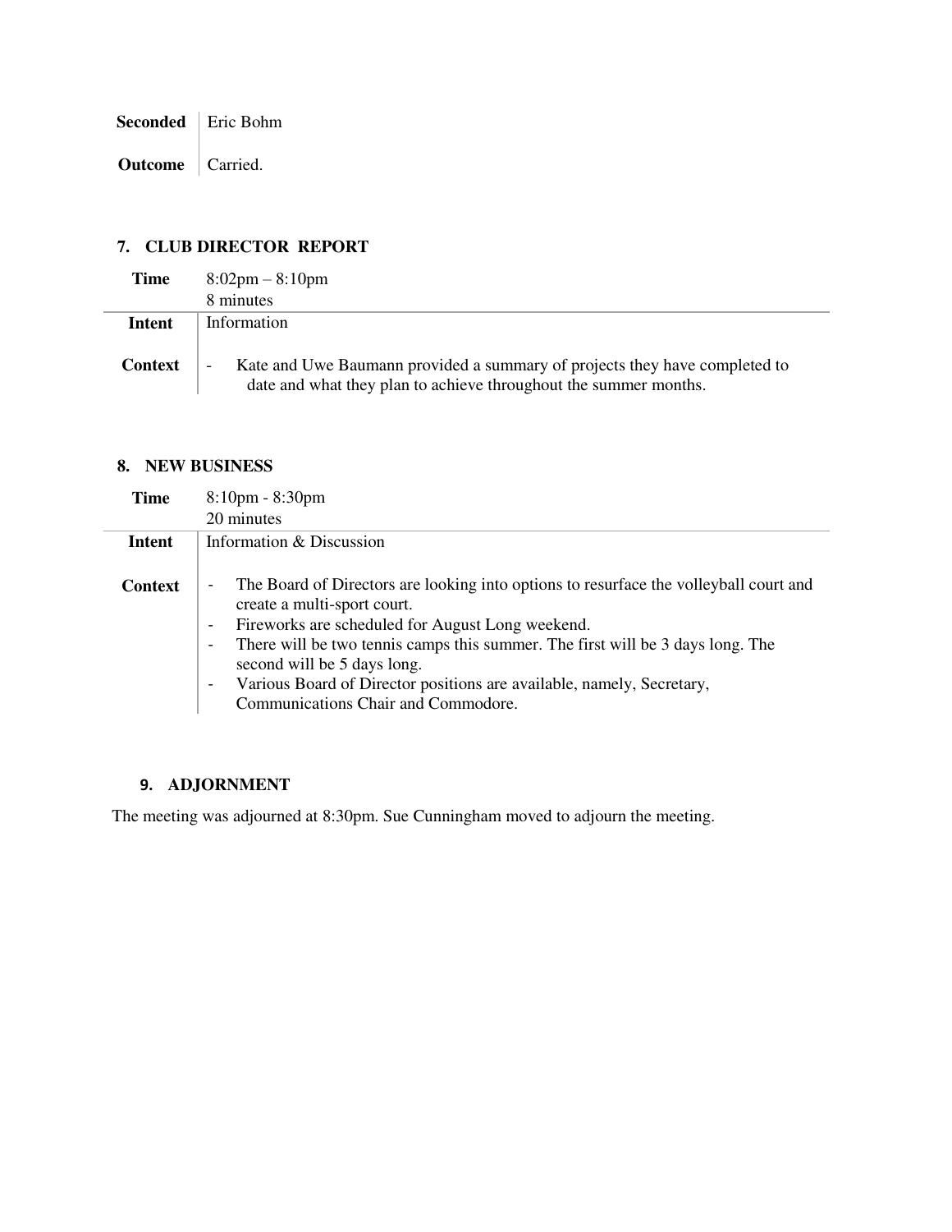| | |
|---|---|
| **Seconded** | Eric Bohm |
| **Outcome** | Carried. |

### 7. CLUB DIRECTOR REPORT

| | |
|---|---|
| **Time** | 8:02pm – 8:10pm<br>8 minutes |
| **Intent** | Information |
| **Context** | - Kate and Uwe Baumann provided a summary of projects they have completed to date and what they plan to achieve throughout the summer months. |

### 8. NEW BUSINESS

| | |
|---|---|
| **Time** | 8:10pm - 8:30pm<br>20 minutes |
| **Intent** | Information & Discussion |
| **Context** | - The Board of Directors are looking into options to resurface the volleyball court and create a multi-sport court.<br>- Fireworks are scheduled for August Long weekend.<br>- There will be two tennis camps this summer. The first will be 3 days long. The second will be 5 days long.<br>- Various Board of Director positions are available, namely, Secretary, Communications Chair and Commodore. |

### 9. ADJORNMENT

The meeting was adjourned at 8:30pm. Sue Cunningham moved to adjourn the meeting.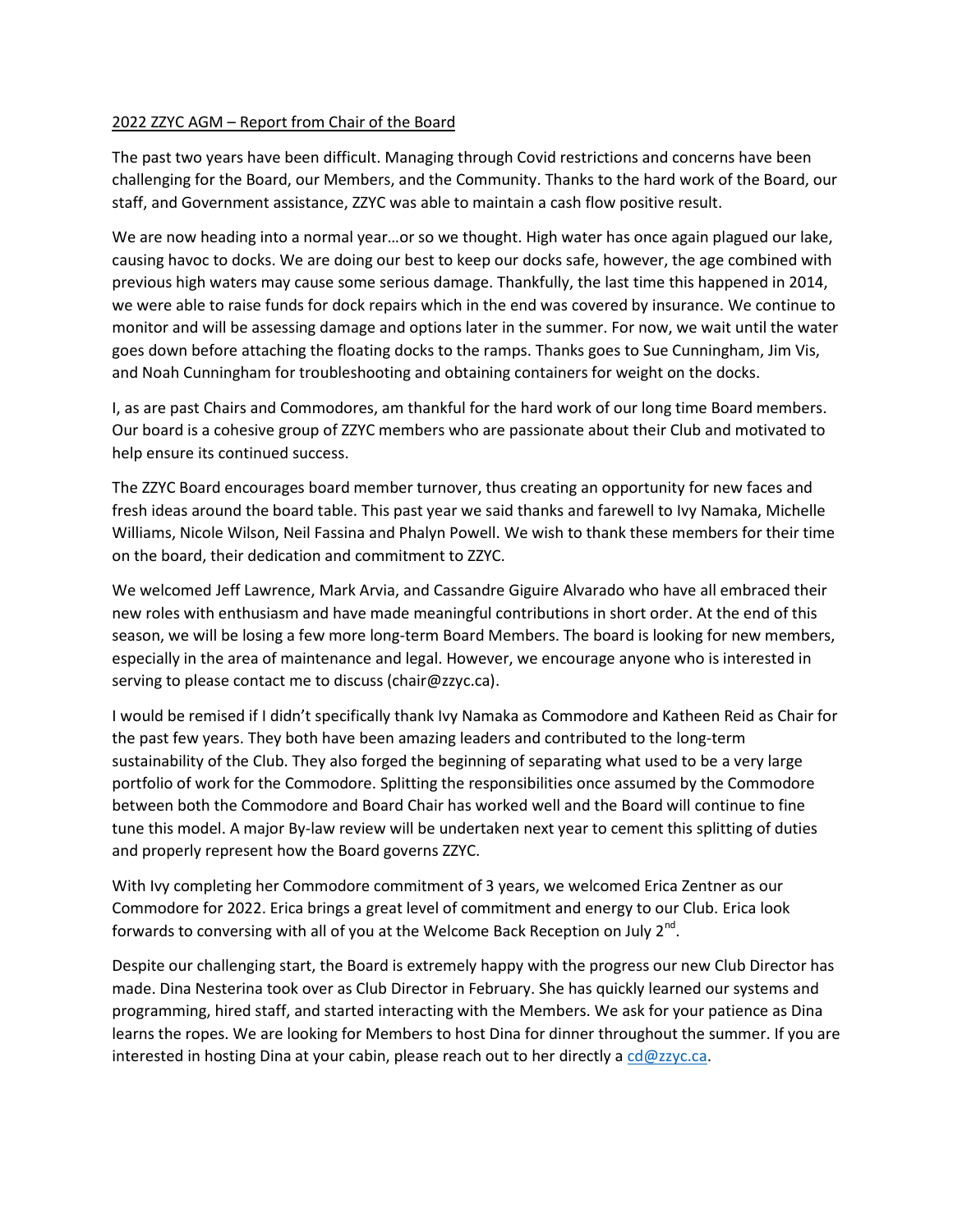2022 ZZYC AGM – Report from Chair of the Board

The past two years have been difficult. Managing through Covid restrictions and concerns have been challenging for the Board, our Members, and the Community. Thanks to the hard work of the Board, our staff, and Government assistance, ZZYC was able to maintain a cash flow positive result.

We are now heading into a normal year…or so we thought. High water has once again plagued our lake, causing havoc to docks. We are doing our best to keep our docks safe, however, the age combined with previous high waters may cause some serious damage. Thankfully, the last time this happened in 2014, we were able to raise funds for dock repairs which in the end was covered by insurance. We continue to monitor and will be assessing damage and options later in the summer. For now, we wait until the water goes down before attaching the floating docks to the ramps. Thanks goes to Sue Cunningham, Jim Vis, and Noah Cunningham for troubleshooting and obtaining containers for weight on the docks.

I, as are past Chairs and Commodores, am thankful for the hard work of our long time Board members. Our board is a cohesive group of ZZYC members who are passionate about their Club and motivated to help ensure its continued success.

The ZZYC Board encourages board member turnover, thus creating an opportunity for new faces and fresh ideas around the board table. This past year we said thanks and farewell to Ivy Namaka, Michelle Williams, Nicole Wilson, Neil Fassina and Phalyn Powell. We wish to thank these members for their time on the board, their dedication and commitment to ZZYC.

We welcomed Jeff Lawrence, Mark Arvia, and Cassandre Giguire Alvarado who have all embraced their new roles with enthusiasm and have made meaningful contributions in short order. At the end of this season, we will be losing a few more long-term Board Members. The board is looking for new members, especially in the area of maintenance and legal. However, we encourage anyone who is interested in serving to please contact me to discuss (chair@zzyc.ca).

I would be remised if I didn't specifically thank Ivy Namaka as Commodore and Katheen Reid as Chair for the past few years. They both have been amazing leaders and contributed to the long-term sustainability of the Club. They also forged the beginning of separating what used to be a very large portfolio of work for the Commodore. Splitting the responsibilities once assumed by the Commodore between both the Commodore and Board Chair has worked well and the Board will continue to fine tune this model. A major By-law review will be undertaken next year to cement this splitting of duties and properly represent how the Board governs ZZYC.

With Ivy completing her Commodore commitment of 3 years, we welcomed Erica Zentner as our Commodore for 2022. Erica brings a great level of commitment and energy to our Club. Erica look forwards to conversing with all of you at the Welcome Back Reception on July 2nd.

Despite our challenging start, the Board is extremely happy with the progress our new Club Director has made. Dina Nesterina took over as Club Director in February. She has quickly learned our systems and programming, hired staff, and started interacting with the Members. We ask for your patience as Dina learns the ropes. We are looking for Members to host Dina for dinner throughout the summer. If you are interested in hosting Dina at your cabin, please reach out to her directly a cd@zzyc.ca.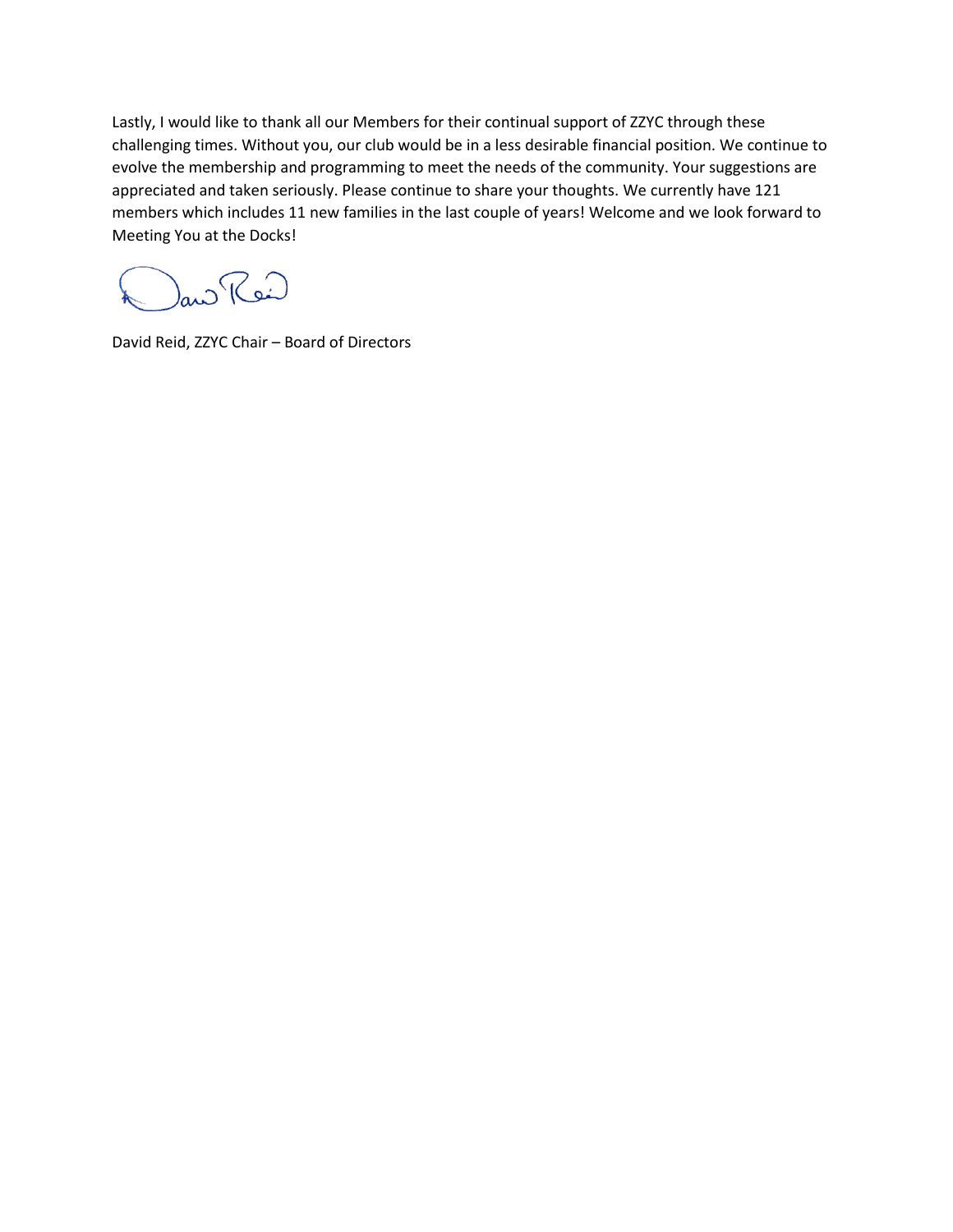Lastly, I would like to thank all our Members for their continual support of ZZYC through these challenging times. Without you, our club would be in a less desirable financial position. We continue to evolve the membership and programming to meet the needs of the community. Your suggestions are appreciated and taken seriously. Please continue to share your thoughts. We currently have 121 members which includes 11 new families in the last couple of years! Welcome and we look forward to Meeting You at the Docks!

David Reid, ZZYC Chair – Board of Directors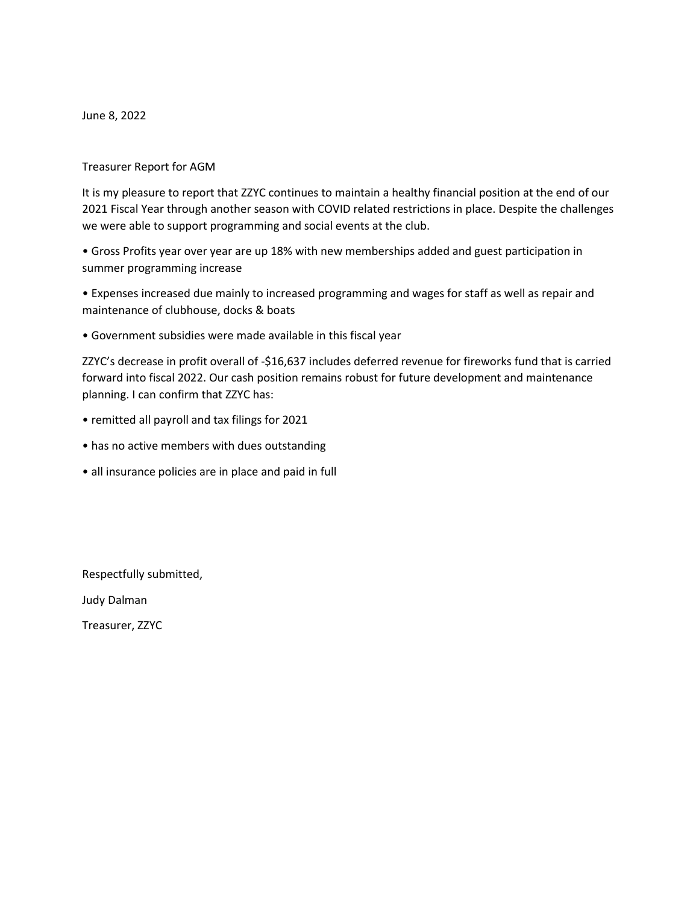June 8, 2022

Treasurer Report for AGM

It is my pleasure to report that ZZYC continues to maintain a healthy financial position at the end of our 2021 Fiscal Year through another season with COVID related restrictions in place. Despite the challenges we were able to support programming and social events at the club.

• Gross Profits year over year are up 18% with new memberships added and guest participation in summer programming increase

• Expenses increased due mainly to increased programming and wages for staff as well as repair and maintenance of clubhouse, docks & boats

• Government subsidies were made available in this fiscal year

ZZYC's decrease in profit overall of -$16,637 includes deferred revenue for fireworks fund that is carried forward into fiscal 2022. Our cash position remains robust for future development and maintenance planning. I can confirm that ZZYC has:

• remitted all payroll and tax filings for 2021

• has no active members with dues outstanding

• all insurance policies are in place and paid in full

Respectfully submitted,

Judy Dalman

Treasurer, ZZYC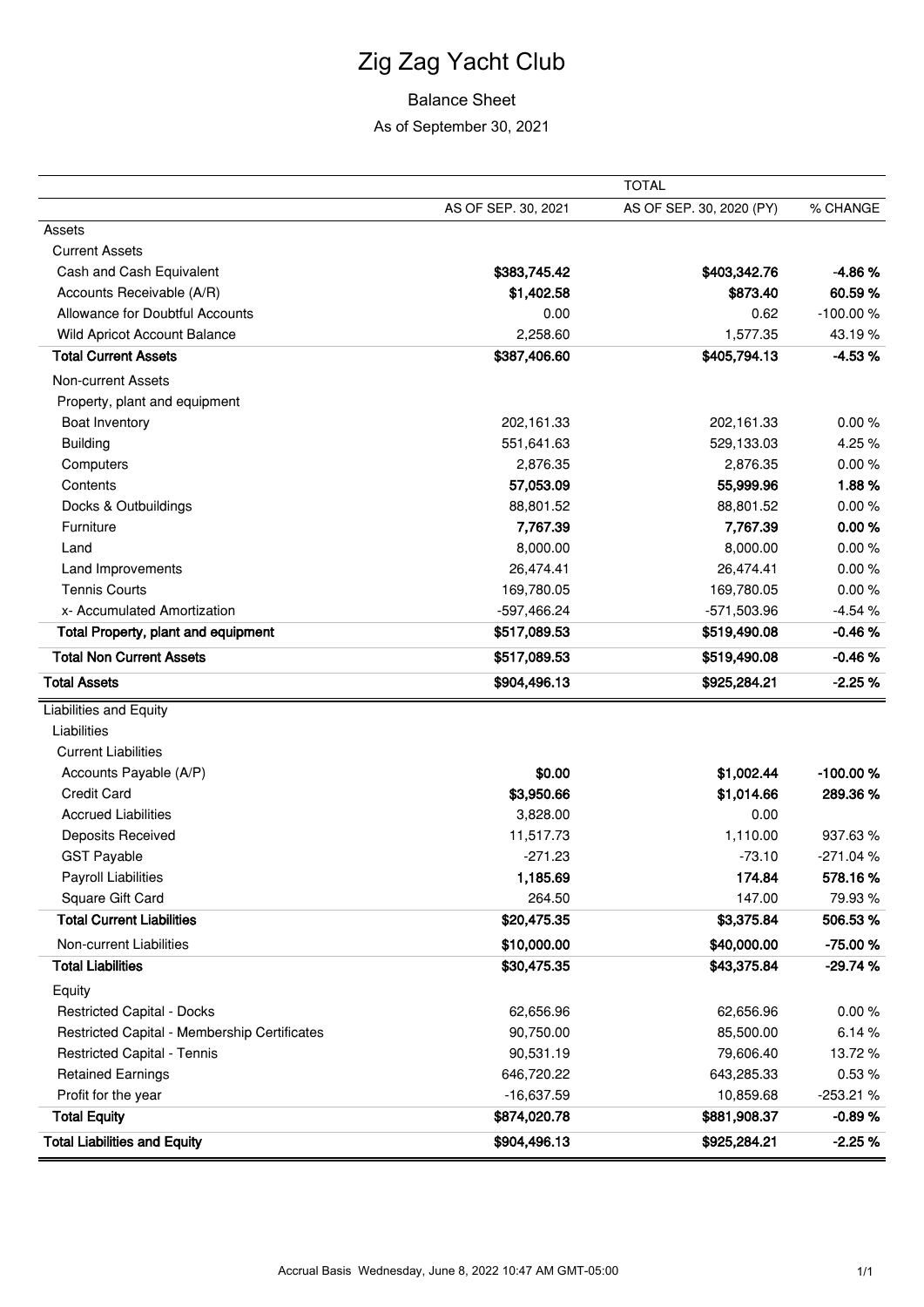# Zig Zag Yacht Club

## Balance Sheet

As of September 30, 2021

| | TOTAL | | |
|---|---|---|---|
| | AS OF SEP. 30, 2021 | AS OF SEP. 30, 2020 (PY) | % CHANGE |
| Assets | | | |
| Current Assets | | | |
| Cash and Cash Equivalent | **$383,745.42** | **$403,342.76** | **-4.86 %** |
| Accounts Receivable (A/R) | **$1,402.58** | **$873.40** | **60.59 %** |
| Allowance for Doubtful Accounts | 0.00 | 0.62 | -100.00 % |
| Wild Apricot Account Balance | 2,258.60 | 1,577.35 | 43.19 % |
| **Total Current Assets** | **$387,406.60** | **$405,794.13** | **-4.53 %** |
| Non-current Assets | | | |
| Property, plant and equipment | | | |
| Boat Inventory | 202,161.33 | 202,161.33 | 0.00 % |
| Building | 551,641.63 | 529,133.03 | 4.25 % |
| Computers | 2,876.35 | 2,876.35 | 0.00 % |
| Contents | **57,053.09** | **55,999.96** | **1.88 %** |
| Docks & Outbuildings | 88,801.52 | 88,801.52 | 0.00 % |
| Furniture | **7,767.39** | **7,767.39** | **0.00 %** |
| Land | 8,000.00 | 8,000.00 | 0.00 % |
| Land Improvements | 26,474.41 | 26,474.41 | 0.00 % |
| Tennis Courts | 169,780.05 | 169,780.05 | 0.00 % |
| x- Accumulated Amortization | -597,466.24 | -571,503.96 | -4.54 % |
| **Total Property, plant and equipment** | **$517,089.53** | **$519,490.08** | **-0.46 %** |
| **Total Non Current Assets** | **$517,089.53** | **$519,490.08** | **-0.46 %** |
| **Total Assets** | **$904,496.13** | **$925,284.21** | **-2.25 %** |
| Liabilities and Equity | | | |
| Liabilities | | | |
| Current Liabilities | | | |
| Accounts Payable (A/P) | **$0.00** | **$1,002.44** | **-100.00 %** |
| Credit Card | **$3,950.66** | **$1,014.66** | **289.36 %** |
| Accrued Liabilities | 3,828.00 | 0.00 | |
| Deposits Received | 11,517.73 | 1,110.00 | 937.63 % |
| GST Payable | -271.23 | -73.10 | -271.04 % |
| Payroll Liabilities | **1,185.69** | **174.84** | **578.16 %** |
| Square Gift Card | 264.50 | 147.00 | 79.93 % |
| **Total Current Liabilities** | **$20,475.35** | **$3,375.84** | **506.53 %** |
| Non-current Liabilities | **$10,000.00** | **$40,000.00** | **-75.00 %** |
| **Total Liabilities** | **$30,475.35** | **$43,375.84** | **-29.74 %** |
| Equity | | | |
| Restricted Capital - Docks | 62,656.96 | 62,656.96 | 0.00 % |
| Restricted Capital - Membership Certificates | 90,750.00 | 85,500.00 | 6.14 % |
| Restricted Capital - Tennis | 90,531.19 | 79,606.40 | 13.72 % |
| Retained Earnings | 646,720.22 | 643,285.33 | 0.53 % |
| Profit for the year | -16,637.59 | 10,859.68 | -253.21 % |
| **Total Equity** | **$874,020.78** | **$881,908.37** | **-0.89 %** |
| **Total Liabilities and Equity** | **$904,496.13** | **$925,284.21** | **-2.25 %** |

Accrual Basis Wednesday, June 8, 2022 10:47 AM GMT-05:00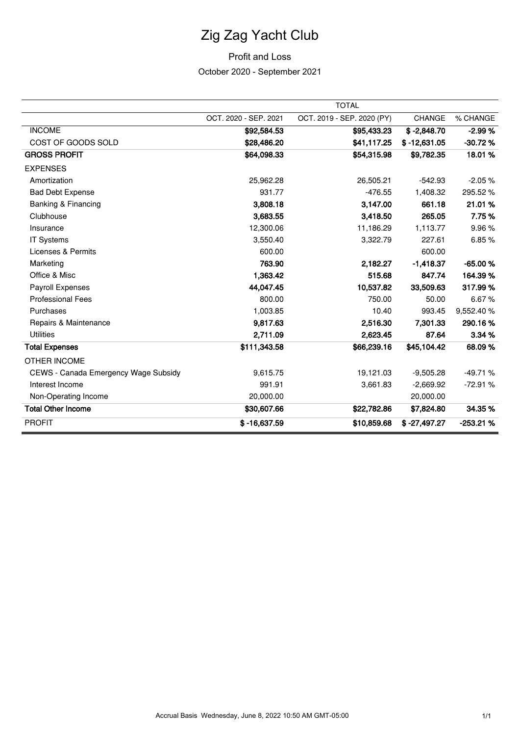# Zig Zag Yacht Club

## Profit and Loss

October 2020 - September 2021

| | TOTAL | | | |
|---|---|---|---|---|
| | OCT. 2020 - SEP. 2021 | OCT. 2019 - SEP. 2020 (PY) | CHANGE | % CHANGE |
| INCOME | **$92,584.53** | **$95,433.23** | **$ -2,848.70** | **-2.99 %** |
| COST OF GOODS SOLD | **$28,486.20** | **$41,117.25** | **$ -12,631.05** | **-30.72 %** |
| **GROSS PROFIT** | **$64,098.33** | **$54,315.98** | **$9,782.35** | **18.01 %** |
| EXPENSES | | | | |
| Amortization | 25,962.28 | 26,505.21 | -542.93 | -2.05 % |
| Bad Debt Expense | 931.77 | -476.55 | 1,408.32 | 295.52 % |
| Banking & Financing | **3,808.18** | **3,147.00** | **661.18** | **21.01 %** |
| Clubhouse | **3,683.55** | **3,418.50** | **265.05** | **7.75 %** |
| Insurance | 12,300.06 | 11,186.29 | 1,113.77 | 9.96 % |
| IT Systems | 3,550.40 | 3,322.79 | 227.61 | 6.85 % |
| Licenses & Permits | 600.00 | | 600.00 | |
| Marketing | **763.90** | **2,182.27** | **-1,418.37** | **-65.00 %** |
| Office & Misc | **1,363.42** | **515.68** | **847.74** | **164.39 %** |
| Payroll Expenses | **44,047.45** | **10,537.82** | **33,509.63** | **317.99 %** |
| Professional Fees | 800.00 | 750.00 | 50.00 | 6.67 % |
| Purchases | 1,003.85 | 10.40 | 993.45 | 9,552.40 % |
| Repairs & Maintenance | **9,817.63** | **2,516.30** | **7,301.33** | **290.16 %** |
| Utilities | **2,711.09** | **2,623.45** | **87.64** | **3.34 %** |
| **Total Expenses** | **$111,343.58** | **$66,239.16** | **$45,104.42** | **68.09 %** |
| OTHER INCOME | | | | |
| CEWS - Canada Emergency Wage Subsidy | 9,615.75 | 19,121.03 | -9,505.28 | -49.71 % |
| Interest Income | 991.91 | 3,661.83 | -2,669.92 | -72.91 % |
| Non-Operating Income | 20,000.00 | | 20,000.00 | |
| **Total Other Income** | **$30,607.66** | **$22,782.86** | **$7,824.80** | **34.35 %** |
| PROFIT | **$ -16,637.59** | **$10,859.68** | **$ -27,497.27** | **-253.21 %** |

Accrual Basis Wednesday, June 8, 2022 10:50 AM GMT-05:00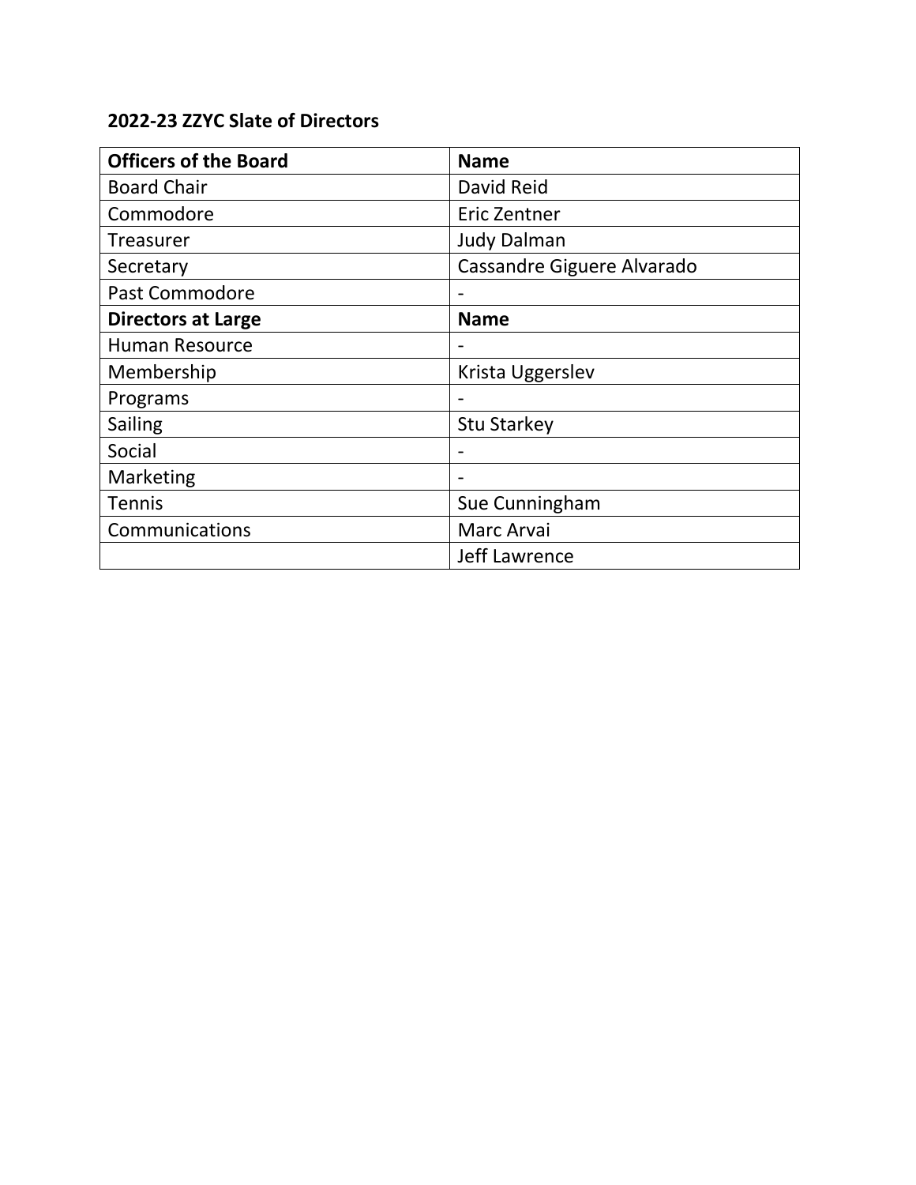**2022-23 ZZYC Slate of Directors**

| **Officers of the Board** | **Name** |
|---|---|
| Board Chair | David Reid |
| Commodore | Eric Zentner |
| Treasurer | Judy Dalman |
| Secretary | Cassandre Giguere Alvarado |
| Past Commodore | - |
| **Directors at Large** | **Name** |
| Human Resource | - |
| Membership | Krista Uggerslev |
| Programs | - |
| Sailing | Stu Starkey |
| Social | - |
| Marketing | - |
| Tennis | Sue Cunningham |
| Communications | Marc Arvai |
| | Jeff Lawrence |